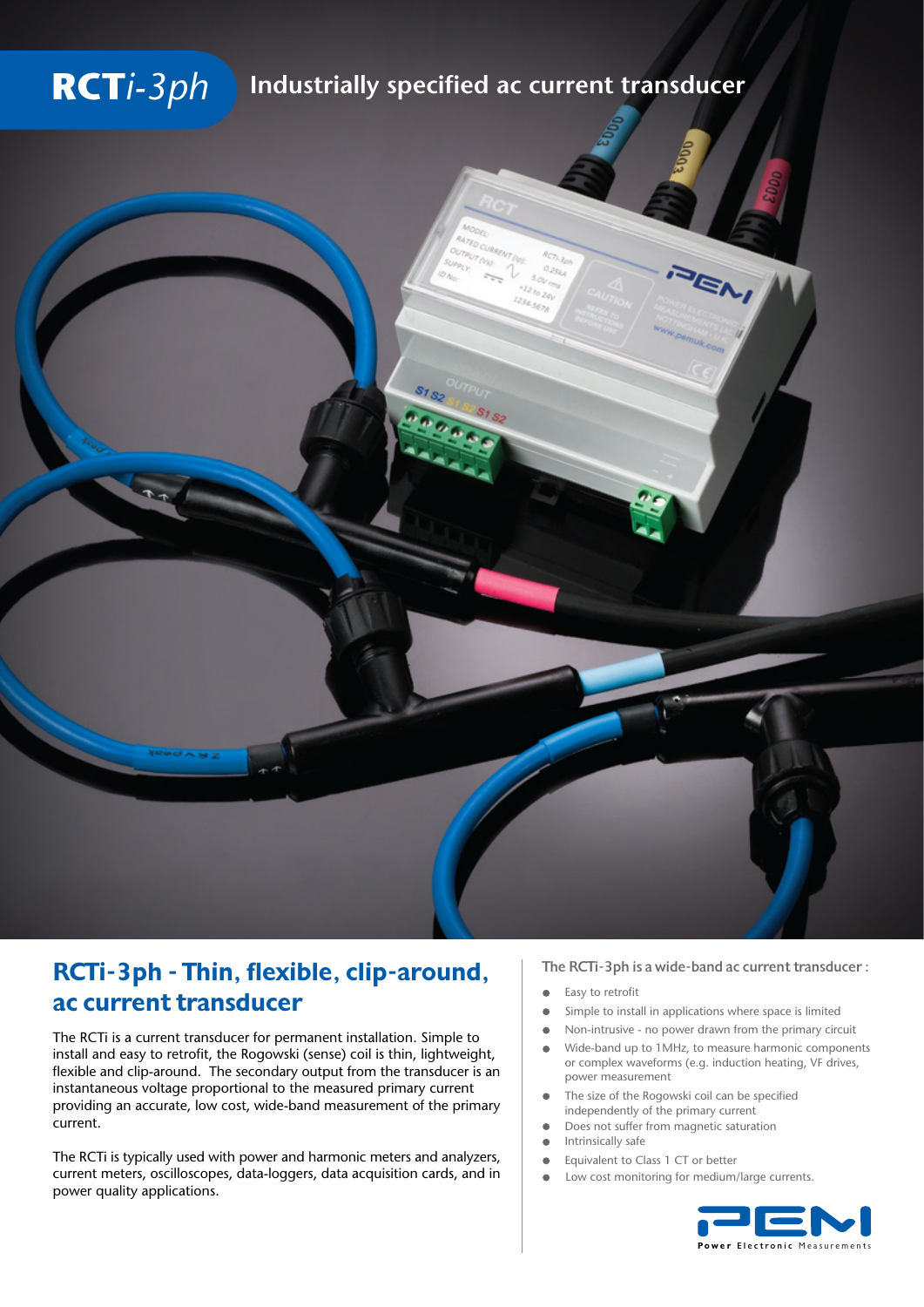# RCT*i-3ph* Industrially specified ac current transducer

## RCTi-3ph - Thin, flexible, clip-around, ac current transducer

The RCTi is a current transducer for permanent installation. Simple to install and easy to retrofit, the Rogowski (sense) coil is thin, lightweight, flexible and clip-around. The secondary output from the transducer is an instantaneous voltage proportional to the measured primary current providing an accurate, low cost, wide-band measurement of the primary current.

The RCTi is typically used with power and harmonic meters and analyzers, current meters, oscilloscopes, data-loggers, data acquisition cards, and in power quality applications.

The RCTi-3ph is a wide-band ac current transducer :

- Easy to retrofit
- Simple to install in applications where space is limited
- Non-intrusive - no power drawn from the primary circuit
- Wide-band up to 1MHz, to measure harmonic components or complex waveforms (e.g. induction heating, VF drives, power measurement
- The size of the Rogowski coil can be specified independently of the primary current
- Does not suffer from magnetic saturation
- Intrinsically safe
- Equivalent to Class 1 CT or better
- Low cost monitoring for medium/large currents.

PEM Power Electronic Measurements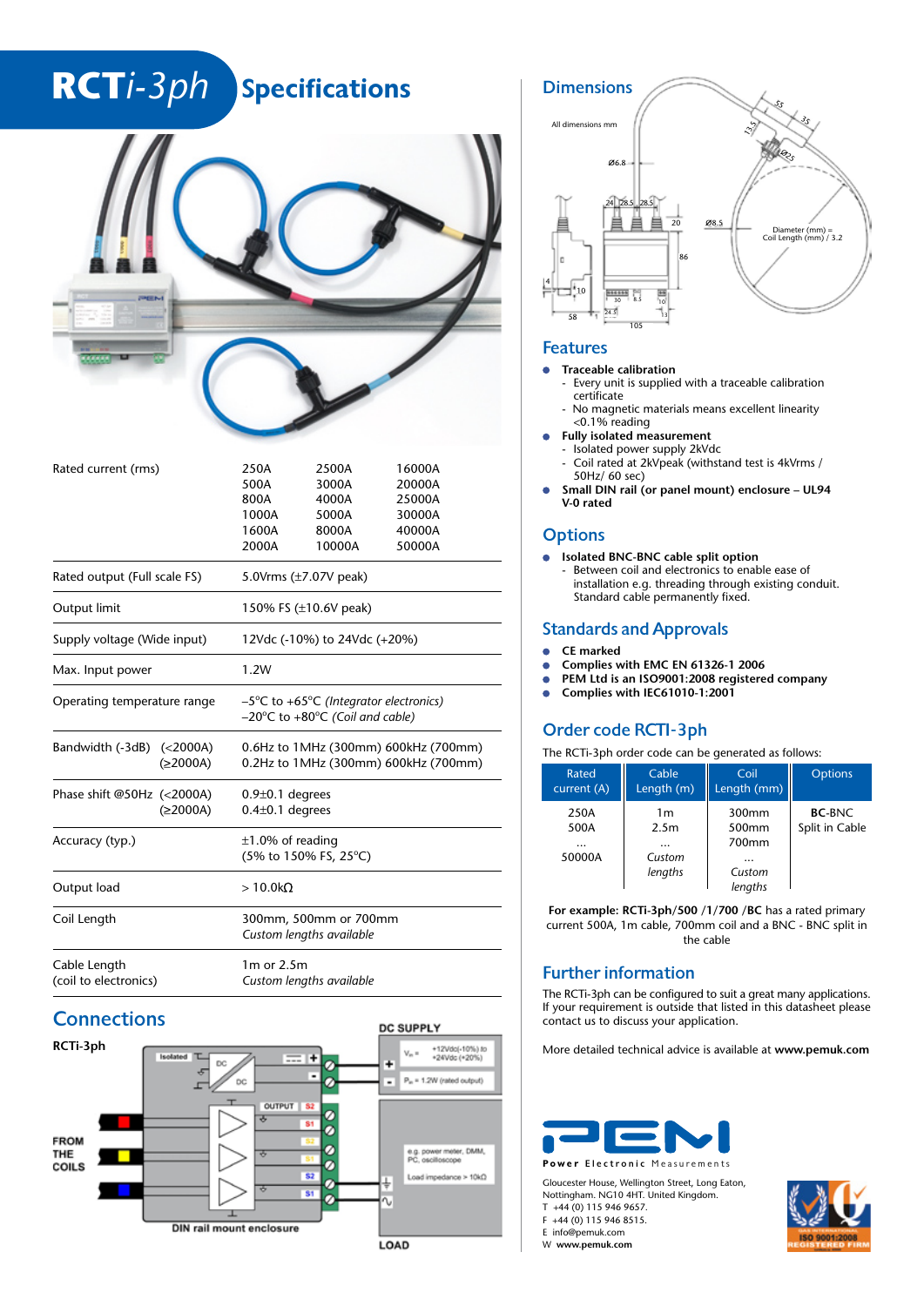# RCTi-3ph Specifications

| | |
|---|---|
| Rated current (rms) | 250A 500A 800A 1000A 1600A 2000A 2500A 3000A 4000A 5000A 8000A 10000A 16000A 20000A 25000A 30000A 40000A 50000A |
| Rated output (Full scale FS) | 5.0Vrms (±7.07V peak) |
| Output limit | 150% FS (±10.6V peak) |
| Supply voltage (Wide input) | 12Vdc (-10%) to 24Vdc (+20%) |
| Max. Input power | 1.2W |
| Operating temperature range | –5°C to +65°C *(Integrator electronics)* –20°C to +80°C *(Coil and cable)* |
| Bandwidth (-3dB) (<2000A) (≥2000A) | 0.6Hz to 1MHz (300mm) 600kHz (700mm) 0.2Hz to 1MHz (300mm) 600kHz (700mm) |
| Phase shift @50Hz (<2000A) (≥2000A) | 0.9±0.1 degrees 0.4±0.1 degrees |
| Accuracy (typ.) | ±1.0% of reading (5% to 150% FS, 25°C) |
| Output load | > 10.0kΩ |
| Coil Length | 300mm, 500mm or 700mm *Custom lengths available* |
| Cable Length (coil to electronics) | 1m or 2.5m *Custom lengths available* |

## Connections

RCTi-3ph

FROM THE COILS

Isolated

DC

DC

OUTPUT

S2 S1 S2 S1 S2 S1

DIN rail mount enclosure

DC SUPPLY

$V_{in}$ = +12Vdc(-10%) to +24Vdc (+20%)

$P_{in}$ = 1.2W (rated output)

e.g. power meter, DMM, PC, oscilloscope

Load impedance > 10kΩ

LOAD

## Dimensions

All dimensions mm

Ø6.8

24 28.5 28.5 20

Ø8.5

86

4 10 30 8.5 10 13 58 24.5 105

55 35 13.5 Ø25

Diameter (mm) = Coil Length (mm) / 3.2

## Features

- **Traceable calibration**
  - Every unit is supplied with a traceable calibration certificate
  - No magnetic materials means excellent linearity <0.1% reading
- **Fully isolated measurement**
  - Isolated power supply 2kVdc
  - Coil rated at 2kVpeak (withstand test is 4kVrms / 50Hz/ 60 sec)
- **Small DIN rail (or panel mount) enclosure – UL94 V-0 rated**

## Options

- **Isolated BNC-BNC cable split option**
  - Between coil and electronics to enable ease of installation e.g. threading through existing conduit. Standard cable permanently fixed.

## Standards and Approvals

- **CE marked**
- **Complies with EMC EN 61326-1 2006**
- **PEM Ltd is an ISO9001:2008 registered company**
- **Complies with IEC61010-1:2001**

## Order code RCTI-3ph

The RCTi-3ph order code can be generated as follows:

| Rated current (A) | Cable Length (m) | Coil Length (mm) | Options |
|---|---|---|---|
| 250A 500A … 50000A | 1m 2.5m … *Custom lengths* | 300mm 500mm 700mm … *Custom lengths* | **BC**-BNC Split in Cable |

**For example: RCTi-3ph/500 /1/700 /BC** has a rated primary current 500A, 1m cable, 700mm coil and a BNC - BNC split in the cable

## Further information

The RCTi-3ph can be configured to suit a great many applications. If your requirement is outside that listed in this datasheet please contact us to discuss your application.

More detailed technical advice is available at **www.pemuk.com**

PEM Power Electronic Measurements

Gloucester House, Wellington Street, Long Eaton, Nottingham. NG10 4HT. United Kingdom.
T +44 (0) 115 946 9657.
F +44 (0) 115 946 8515.
E info@pemuk.com
W **www.pemuk.com**

ISO 9001:2008 REGISTERED FIRM